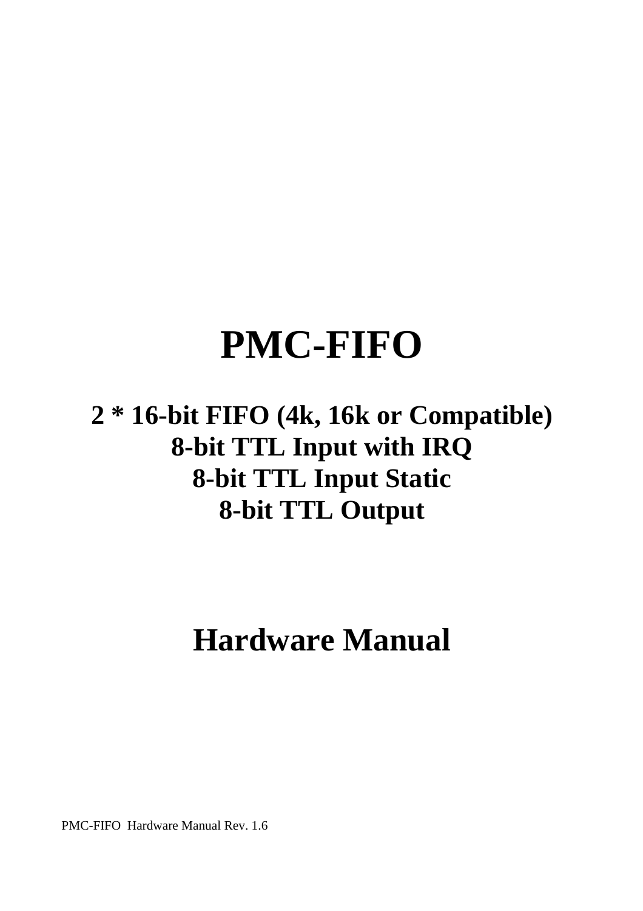# PMC-FIFO

## 2 * 16-bit FIFO (4k, 16k or Compatible)
## 8-bit TTL Input with IRQ
## 8-bit TTL Input Static
## 8-bit TTL Output

# Hardware Manual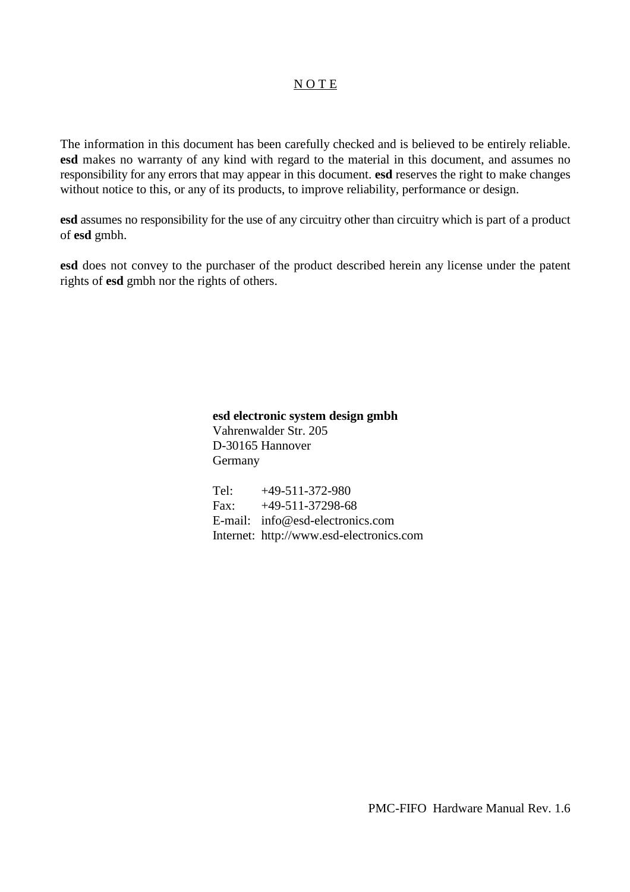# N O T E

The information in this document has been carefully checked and is believed to be entirely reliable. **esd** makes no warranty of any kind with regard to the material in this document, and assumes no responsibility for any errors that may appear in this document. **esd** reserves the right to make changes without notice to this, or any of its products, to improve reliability, performance or design.

**esd** assumes no responsibility for the use of any circuitry other than circuitry which is part of a product of **esd** gmbh.

**esd** does not convey to the purchaser of the product described herein any license under the patent rights of **esd** gmbh nor the rights of others.

**esd electronic system design gmbh**
Vahrenwalder Str. 205
D-30165 Hannover
Germany

Tel: +49-511-372-980
Fax: +49-511-37298-68
E-mail: info@esd-electronics.com
Internet: http://www.esd-electronics.com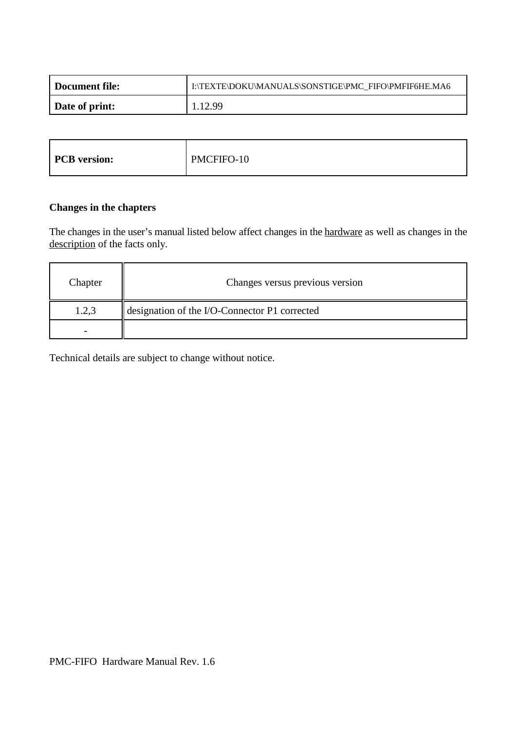| Document file: | I:\TEXTE\DOKU\MANUALS\SONSTIGE\PMC_FIFO\PMFIF6HE.MA6 |
|---|---|
| **Date of print:** | 1.12.99 |

| PCB version: | PMCFIFO-10 |
|---|---|

**Changes in the chapters**

The changes in the user's manual listed below affect changes in the hardware as well as changes in the description of the facts only.

| Chapter | Changes versus previous version |
|---|---|
| 1.2,3 | designation of the I/O-Connector P1 corrected |
| - | |

Technical details are subject to change without notice.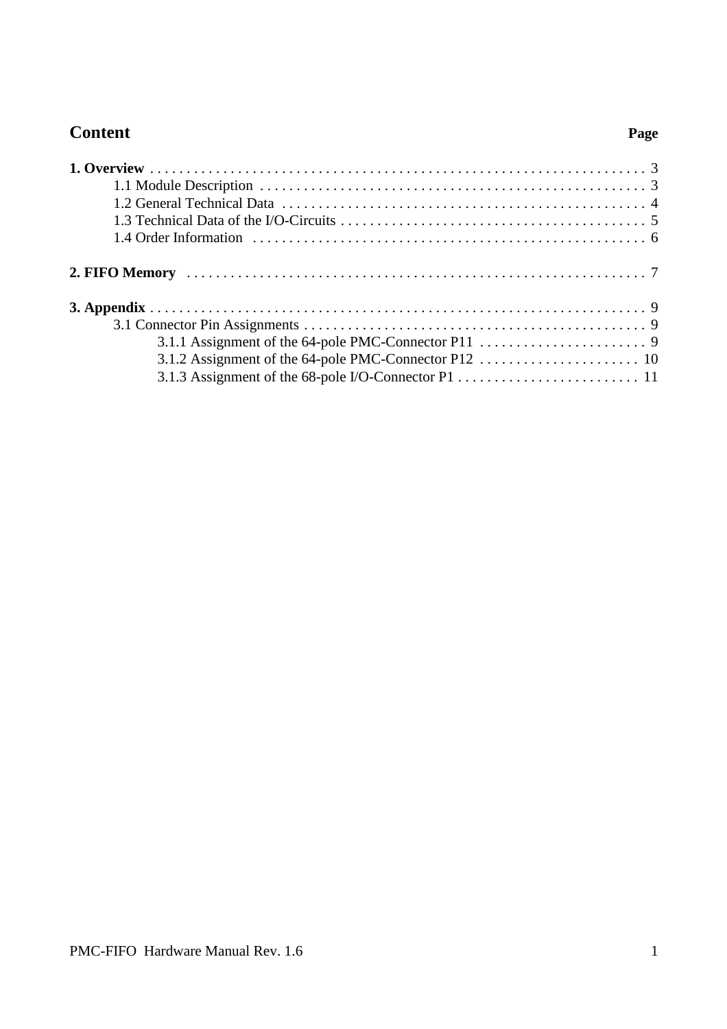# Content

**Page**

**1. Overview** . . . . . . . . . . . . . . . . . . . . . . . . . . . . . . . . . . . . . . . . . . . . . . . . . . . . . . . . . . . . . . . . . . . 3

- 1.1 Module Description . . . . . . . . . . . . . . . . . . . . . . . . . . . . . . . . . . . . . . . . . . . . . . . . . . . . . 3
- 1.2 General Technical Data . . . . . . . . . . . . . . . . . . . . . . . . . . . . . . . . . . . . . . . . . . . . . . . . . 4
- 1.3 Technical Data of the I/O-Circuits . . . . . . . . . . . . . . . . . . . . . . . . . . . . . . . . . . . . . . . . . 5
- 1.4 Order Information . . . . . . . . . . . . . . . . . . . . . . . . . . . . . . . . . . . . . . . . . . . . . . . . . . . . . 6

**2. FIFO Memory** . . . . . . . . . . . . . . . . . . . . . . . . . . . . . . . . . . . . . . . . . . . . . . . . . . . . . . . . . . . . . . . 7

**3. Appendix** . . . . . . . . . . . . . . . . . . . . . . . . . . . . . . . . . . . . . . . . . . . . . . . . . . . . . . . . . . . . . . . . . . . 9

- 3.1 Connector Pin Assignments . . . . . . . . . . . . . . . . . . . . . . . . . . . . . . . . . . . . . . . . . . . . . . . 9
  - 3.1.1 Assignment of the 64-pole PMC-Connector P11 . . . . . . . . . . . . . . . . . . . . . . . 9
  - 3.1.2 Assignment of the 64-pole PMC-Connector P12 . . . . . . . . . . . . . . . . . . . . . . 10
  - 3.1.3 Assignment of the 68-pole I/O-Connector P1 . . . . . . . . . . . . . . . . . . . . . . . . . 11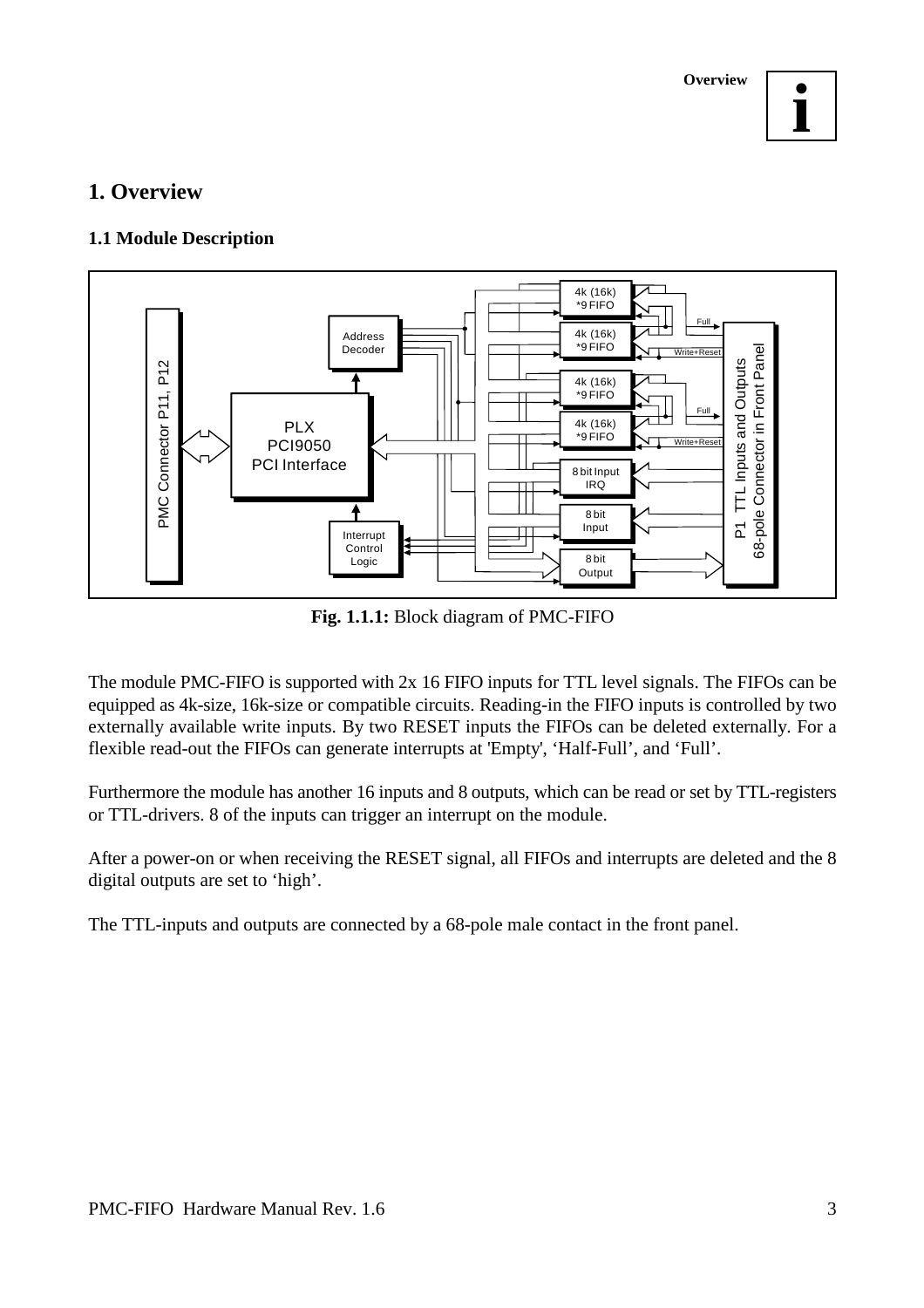# 1. Overview

## 1.1 Module Description

**Fig. 1.1.1:** Block diagram of PMC-FIFO

The module PMC-FIFO is supported with 2x 16 FIFO inputs for TTL level signals. The FIFOs can be equipped as 4k-size, 16k-size or compatible circuits. Reading-in the FIFO inputs is controlled by two externally available write inputs. By two RESET inputs the FIFOs can be deleted externally. For a flexible read-out the FIFOs can generate interrupts at 'Empty', 'Half-Full', and 'Full'.

Furthermore the module has another 16 inputs and 8 outputs, which can be read or set by TTL-registers or TTL-drivers. 8 of the inputs can trigger an interrupt on the module.

After a power-on or when receiving the RESET signal, all FIFOs and interrupts are deleted and the 8 digital outputs are set to 'high'.

The TTL-inputs and outputs are connected by a 68-pole male contact in the front panel.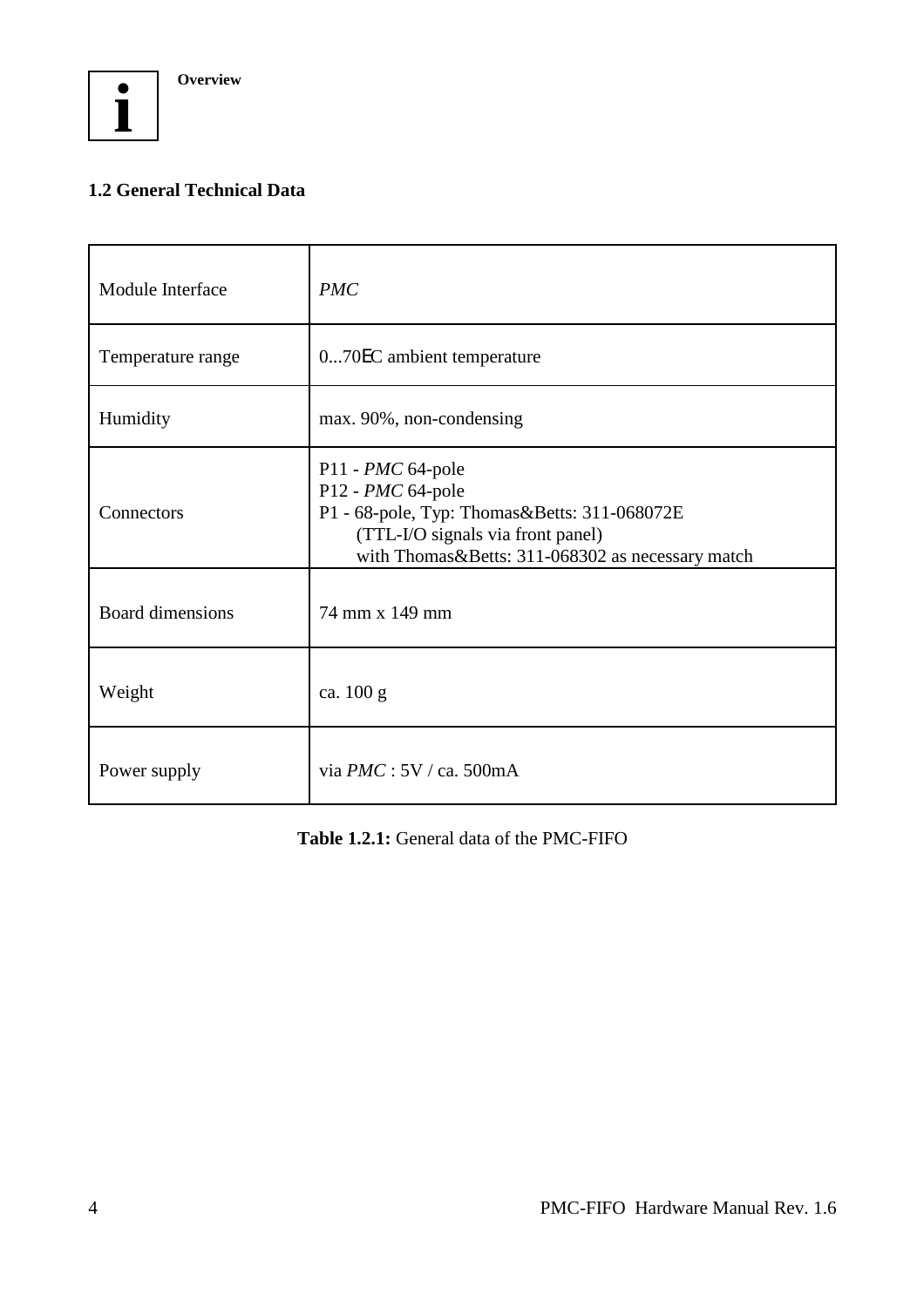## 1.2 General Technical Data

| Module Interface | *PMC* |
|---|---|
| Temperature range | 0...70EC ambient temperature |
| Humidity | max. 90%, non-condensing |
| Connectors | P11 - *PMC* 64-pole<br>P12 - *PMC* 64-pole<br>P1 - 68-pole, Typ: Thomas&Betts: 311-068072E<br>(TTL-I/O signals via front panel)<br>with Thomas&Betts: 311-068302 as necessary match |
| Board dimensions | 74 mm x 149 mm |
| Weight | ca. 100 g |
| Power supply | via *PMC* : 5V / ca. 500mA |

**Table 1.2.1:** General data of the PMC-FIFO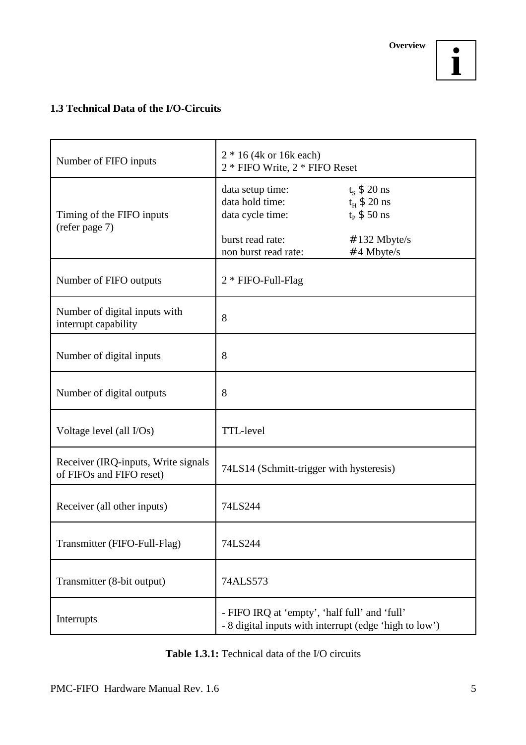## 1.3 Technical Data of the I/O-Circuits

| Number of FIFO inputs | 2 * 16 (4k or 16k each)<br>2 * FIFO Write, 2 * FIFO Reset |
|---|---|
| Timing of the FIFO inputs<br>(refer page 7) | data setup time: $t_S \geq 20$ ns<br>data hold time: $t_H \geq 20$ ns<br>data cycle time: $t_P \geq 50$ ns<br><br>burst read rate: ≤132 Mbyte/s<br>non burst read rate: ≤4 Mbyte/s |
| Number of FIFO outputs | 2 * FIFO-Full-Flag |
| Number of digital inputs with interrupt capability | 8 |
| Number of digital inputs | 8 |
| Number of digital outputs | 8 |
| Voltage level (all I/Os) | TTL-level |
| Receiver (IRQ-inputs, Write signals of FIFOs and FIFO reset) | 74LS14 (Schmitt-trigger with hysteresis) |
| Receiver (all other inputs) | 74LS244 |
| Transmitter (FIFO-Full-Flag) | 74LS244 |
| Transmitter (8-bit output) | 74ALS573 |
| Interrupts | - FIFO IRQ at ‘empty’, ‘half full’ and ‘full’<br>- 8 digital inputs with interrupt (edge ‘high to low’) |

**Table 1.3.1:** Technical data of the I/O circuits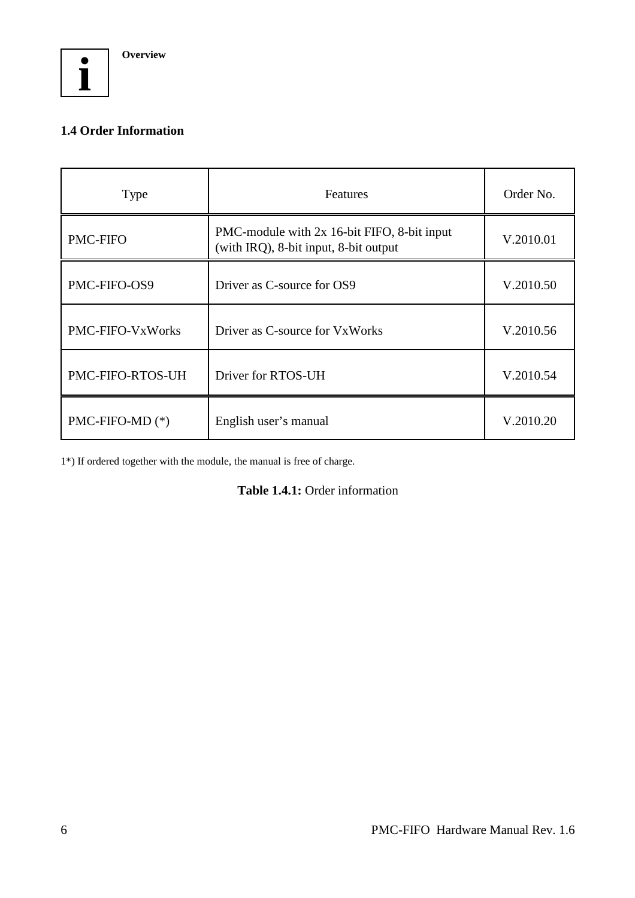## 1.4 Order Information

| Type | Features | Order No. |
|---|---|---|
| PMC-FIFO | PMC-module with 2x 16-bit FIFO, 8-bit input (with IRQ), 8-bit input, 8-bit output | V.2010.01 |
| PMC-FIFO-OS9 | Driver as C-source for OS9 | V.2010.50 |
| PMC-FIFO-VxWorks | Driver as C-source for VxWorks | V.2010.56 |
| PMC-FIFO-RTOS-UH | Driver for RTOS-UH | V.2010.54 |
| PMC-FIFO-MD (*) | English user's manual | V.2010.20 |

1*) If ordered together with the module, the manual is free of charge.

**Table 1.4.1:** Order information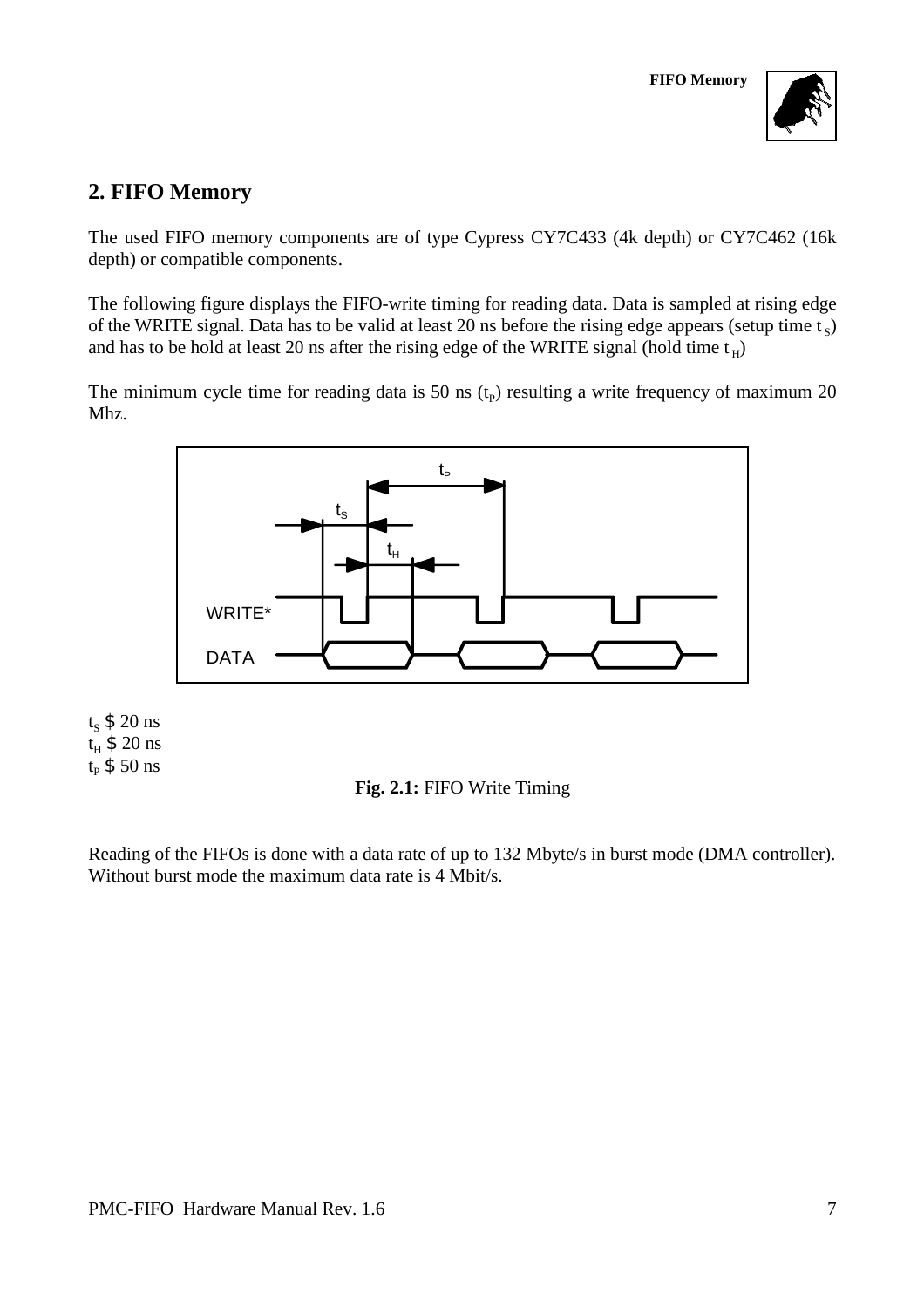## 2. FIFO Memory

The used FIFO memory components are of type Cypress CY7C433 (4k depth) or CY7C462 (16k depth) or compatible components.

The following figure displays the FIFO-write timing for reading data. Data is sampled at rising edge of the WRITE signal. Data has to be valid at least 20 ns before the rising edge appears (setup time $t_S$) and has to be hold at least 20 ns after the rising edge of the WRITE signal (hold time $t_H$)

The minimum cycle time for reading data is 50 ns ($t_P$) resulting a write frequency of maximum 20 Mhz.

$t_S$ $ 20 ns
$t_H$ $ 20 ns
$t_P$ $ 50 ns

**Fig. 2.1:** FIFO Write Timing

Reading of the FIFOs is done with a data rate of up to 132 Mbyte/s in burst mode (DMA controller). Without burst mode the maximum data rate is 4 Mbit/s.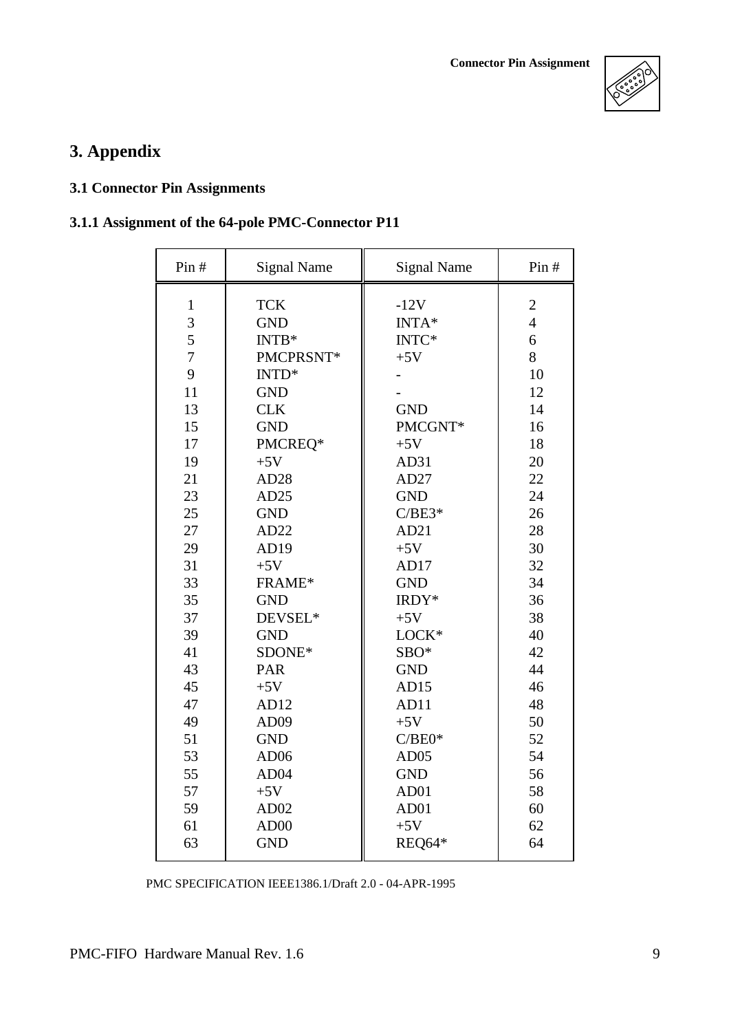# 3. Appendix

## 3.1 Connector Pin Assignments

### 3.1.1 Assignment of the 64-pole PMC-Connector P11

| Pin # | Signal Name | Signal Name | Pin # |
|---|---|---|---|
| 1 | TCK | -12V | 2 |
| 3 | GND | INTA* | 4 |
| 5 | INTB* | INTC* | 6 |
| 7 | PMCPRSNT* | +5V | 8 |
| 9 | INTD* | - | 10 |
| 11 | GND | - | 12 |
| 13 | CLK | GND | 14 |
| 15 | GND | PMCGNT* | 16 |
| 17 | PMCREQ* | +5V | 18 |
| 19 | +5V | AD31 | 20 |
| 21 | AD28 | AD27 | 22 |
| 23 | AD25 | GND | 24 |
| 25 | GND | C/BE3* | 26 |
| 27 | AD22 | AD21 | 28 |
| 29 | AD19 | +5V | 30 |
| 31 | +5V | AD17 | 32 |
| 33 | FRAME* | GND | 34 |
| 35 | GND | IRDY* | 36 |
| 37 | DEVSEL* | +5V | 38 |
| 39 | GND | LOCK* | 40 |
| 41 | SDONE* | SBO* | 42 |
| 43 | PAR | GND | 44 |
| 45 | +5V | AD15 | 46 |
| 47 | AD12 | AD11 | 48 |
| 49 | AD09 | +5V | 50 |
| 51 | GND | C/BE0* | 52 |
| 53 | AD06 | AD05 | 54 |
| 55 | AD04 | GND | 56 |
| 57 | +5V | AD01 | 58 |
| 59 | AD02 | AD01 | 60 |
| 61 | AD00 | +5V | 62 |
| 63 | GND | REQ64* | 64 |

PMC SPECIFICATION IEEE1386.1/Draft 2.0 - 04-APR-1995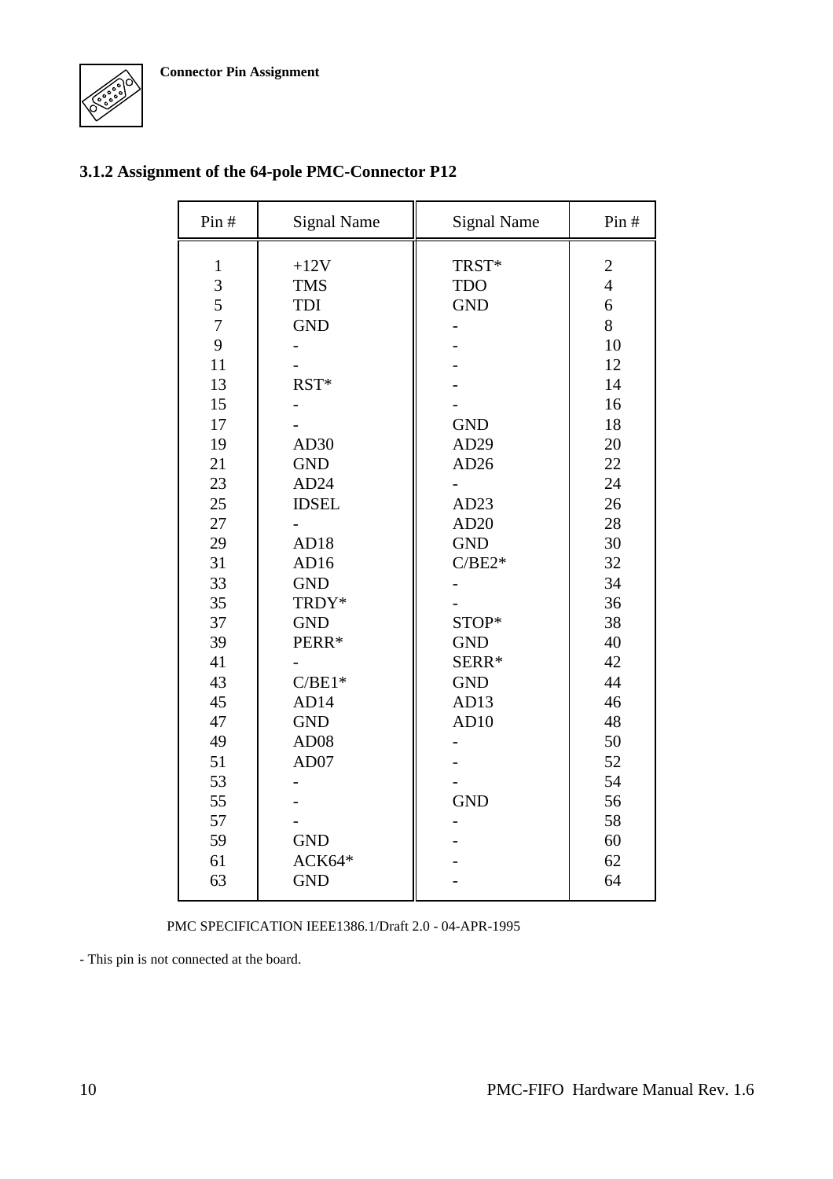### 3.1.2 Assignment of the 64-pole PMC-Connector P12

| Pin # | Signal Name | Signal Name | Pin # |
|---|---|---|---|
| 1 | +12V | TRST* | 2 |
| 3 | TMS | TDO | 4 |
| 5 | TDI | GND | 6 |
| 7 | GND | - | 8 |
| 9 | - | - | 10 |
| 11 | - | - | 12 |
| 13 | RST* | - | 14 |
| 15 | - | - | 16 |
| 17 | - | GND | 18 |
| 19 | AD30 | AD29 | 20 |
| 21 | GND | AD26 | 22 |
| 23 | AD24 | - | 24 |
| 25 | IDSEL | AD23 | 26 |
| 27 | - | AD20 | 28 |
| 29 | AD18 | GND | 30 |
| 31 | AD16 | C/BE2* | 32 |
| 33 | GND | - | 34 |
| 35 | TRDY* | - | 36 |
| 37 | GND | STOP* | 38 |
| 39 | PERR* | GND | 40 |
| 41 | - | SERR* | 42 |
| 43 | C/BE1* | GND | 44 |
| 45 | AD14 | AD13 | 46 |
| 47 | GND | AD10 | 48 |
| 49 | AD08 | - | 50 |
| 51 | AD07 | - | 52 |
| 53 | - | - | 54 |
| 55 | - | GND | 56 |
| 57 | - | - | 58 |
| 59 | GND | - | 60 |
| 61 | ACK64* | - | 62 |
| 63 | GND | - | 64 |

PMC SPECIFICATION IEEE1386.1/Draft 2.0 - 04-APR-1995

- This pin is not connected at the board.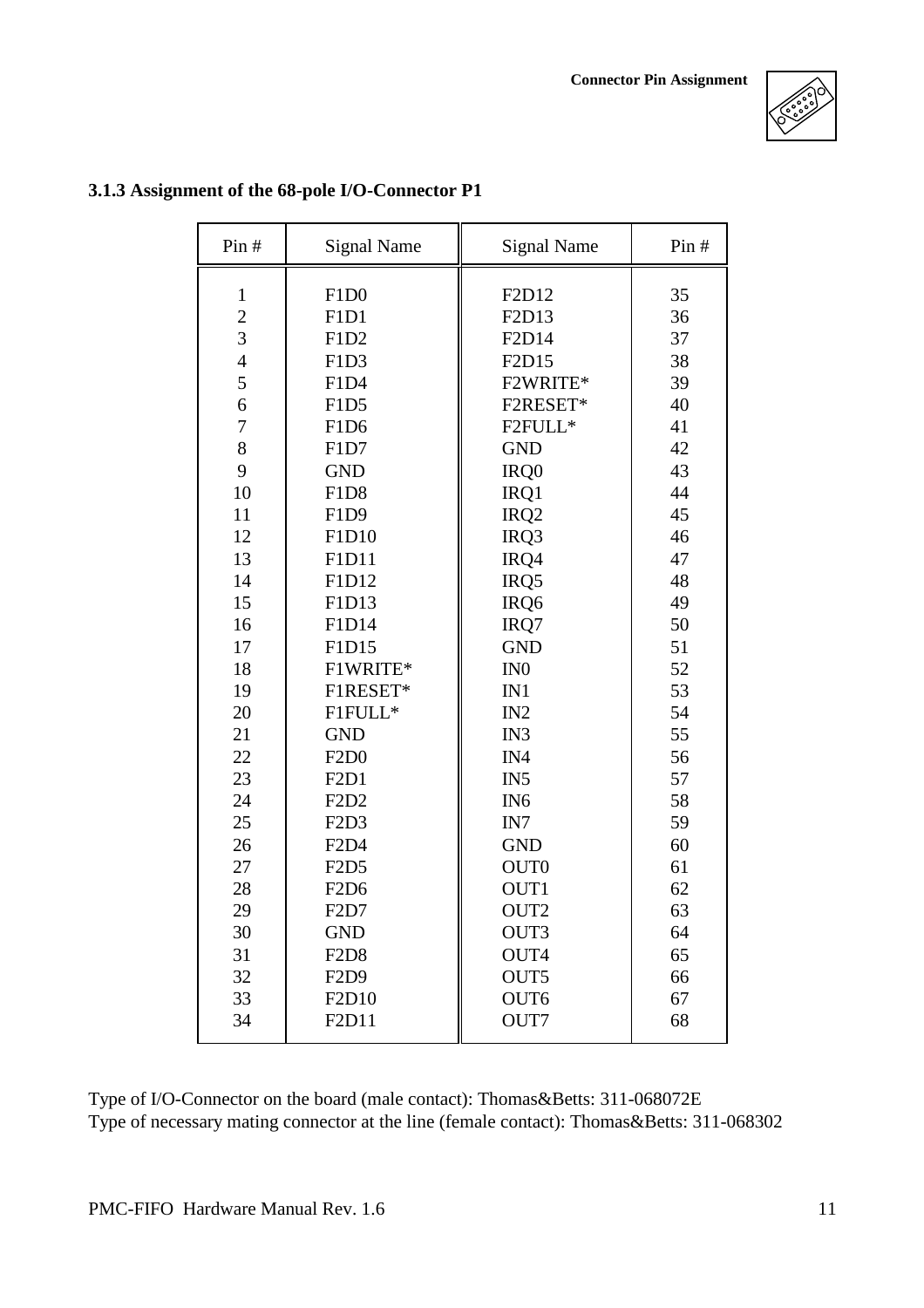### 3.1.3 Assignment of the 68-pole I/O-Connector P1

| Pin # | Signal Name | Signal Name | Pin # |
|---|---|---|---|
| 1 | F1D0 | F2D12 | 35 |
| 2 | F1D1 | F2D13 | 36 |
| 3 | F1D2 | F2D14 | 37 |
| 4 | F1D3 | F2D15 | 38 |
| 5 | F1D4 | F2WRITE* | 39 |
| 6 | F1D5 | F2RESET* | 40 |
| 7 | F1D6 | F2FULL* | 41 |
| 8 | F1D7 | GND | 42 |
| 9 | GND | IRQ0 | 43 |
| 10 | F1D8 | IRQ1 | 44 |
| 11 | F1D9 | IRQ2 | 45 |
| 12 | F1D10 | IRQ3 | 46 |
| 13 | F1D11 | IRQ4 | 47 |
| 14 | F1D12 | IRQ5 | 48 |
| 15 | F1D13 | IRQ6 | 49 |
| 16 | F1D14 | IRQ7 | 50 |
| 17 | F1D15 | GND | 51 |
| 18 | F1WRITE* | IN0 | 52 |
| 19 | F1RESET* | IN1 | 53 |
| 20 | F1FULL* | IN2 | 54 |
| 21 | GND | IN3 | 55 |
| 22 | F2D0 | IN4 | 56 |
| 23 | F2D1 | IN5 | 57 |
| 24 | F2D2 | IN6 | 58 |
| 25 | F2D3 | IN7 | 59 |
| 26 | F2D4 | GND | 60 |
| 27 | F2D5 | OUT0 | 61 |
| 28 | F2D6 | OUT1 | 62 |
| 29 | F2D7 | OUT2 | 63 |
| 30 | GND | OUT3 | 64 |
| 31 | F2D8 | OUT4 | 65 |
| 32 | F2D9 | OUT5 | 66 |
| 33 | F2D10 | OUT6 | 67 |
| 34 | F2D11 | OUT7 | 68 |

Type of I/O-Connector on the board (male contact): Thomas&Betts: 311-068072E
Type of necessary mating connector at the line (female contact): Thomas&Betts: 311-068302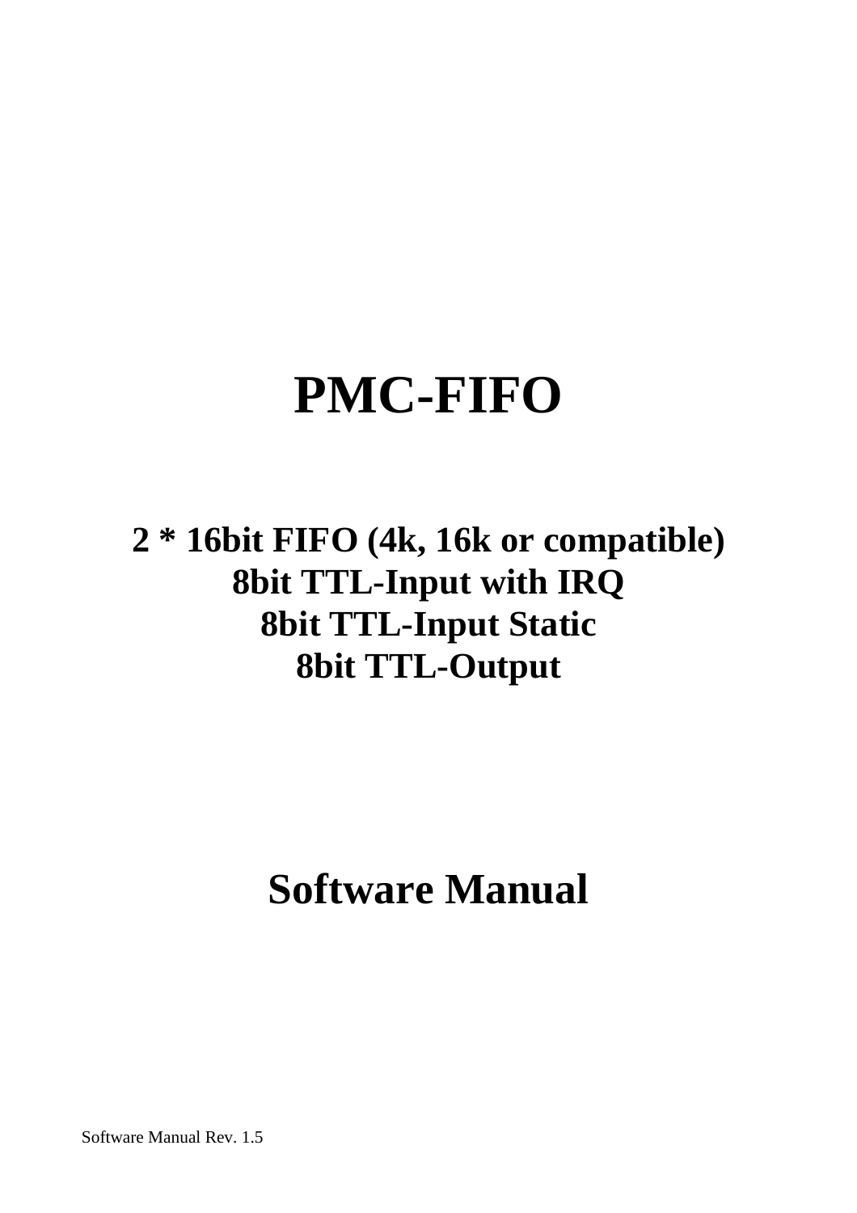# PMC-FIFO

## 2 * 16bit FIFO (4k, 16k or compatible)
## 8bit TTL-Input with IRQ
## 8bit TTL-Input Static
## 8bit TTL-Output

# Software Manual

Software Manual Rev. 1.5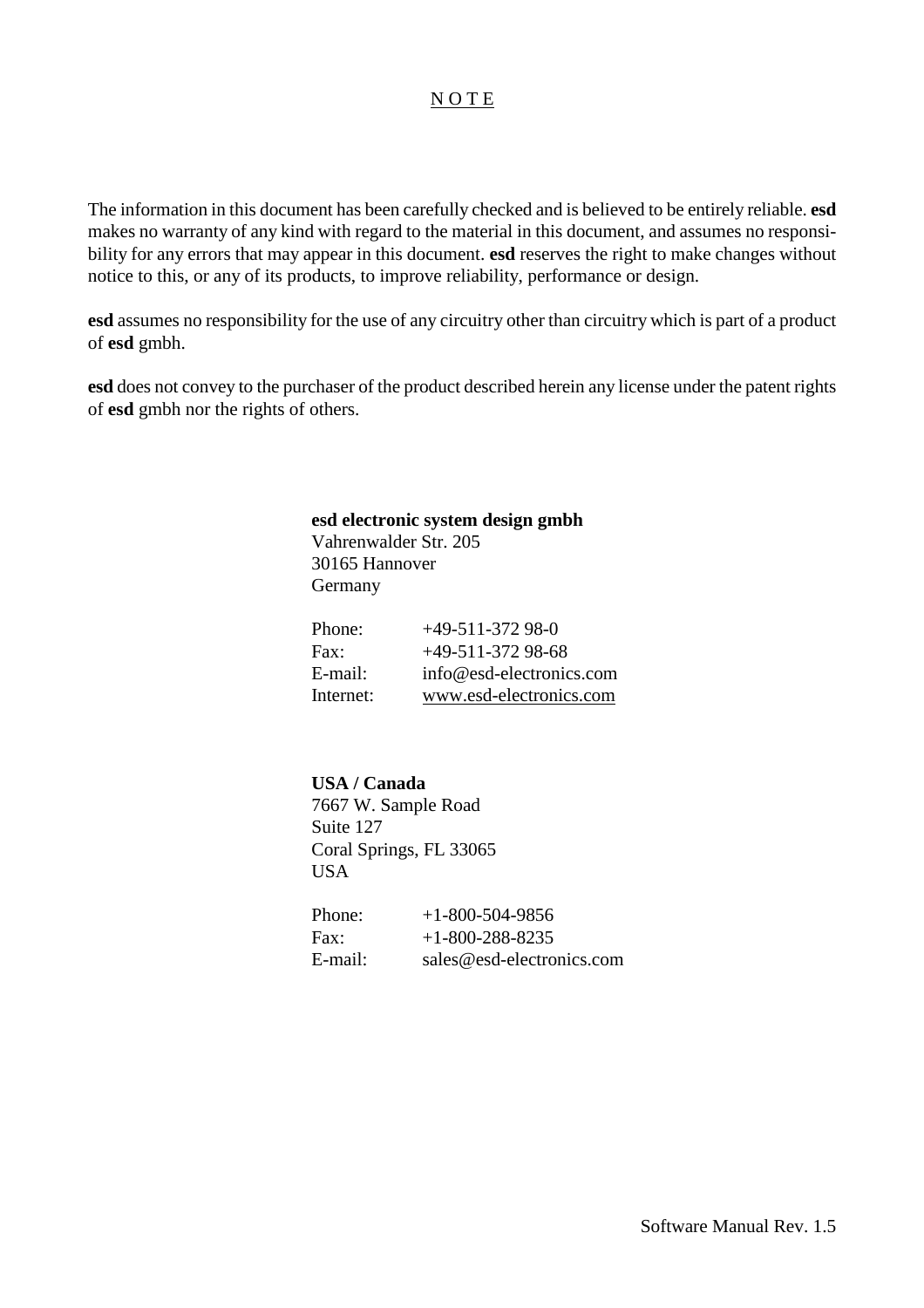# N O T E

The information in this document has been carefully checked and is believed to be entirely reliable. **esd** makes no warranty of any kind with regard to the material in this document, and assumes no responsibility for any errors that may appear in this document. **esd** reserves the right to make changes without notice to this, or any of its products, to improve reliability, performance or design.

**esd** assumes no responsibility for the use of any circuitry other than circuitry which is part of a product of **esd** gmbh.

**esd** does not convey to the purchaser of the product described herein any license under the patent rights of **esd** gmbh nor the rights of others.

**esd electronic system design gmbh**
Vahrenwalder Str. 205
30165 Hannover
Germany

| | |
|---|---|
| Phone: | +49-511-372 98-0 |
| Fax: | +49-511-372 98-68 |
| E-mail: | info@esd-electronics.com |
| Internet: | www.esd-electronics.com |

**USA / Canada**
7667 W. Sample Road
Suite 127
Coral Springs, FL 33065
USA

| | |
|---|---|
| Phone: | +1-800-504-9856 |
| Fax: | +1-800-288-8235 |
| E-mail: | sales@esd-electronics.com |

Software Manual Rev. 1.5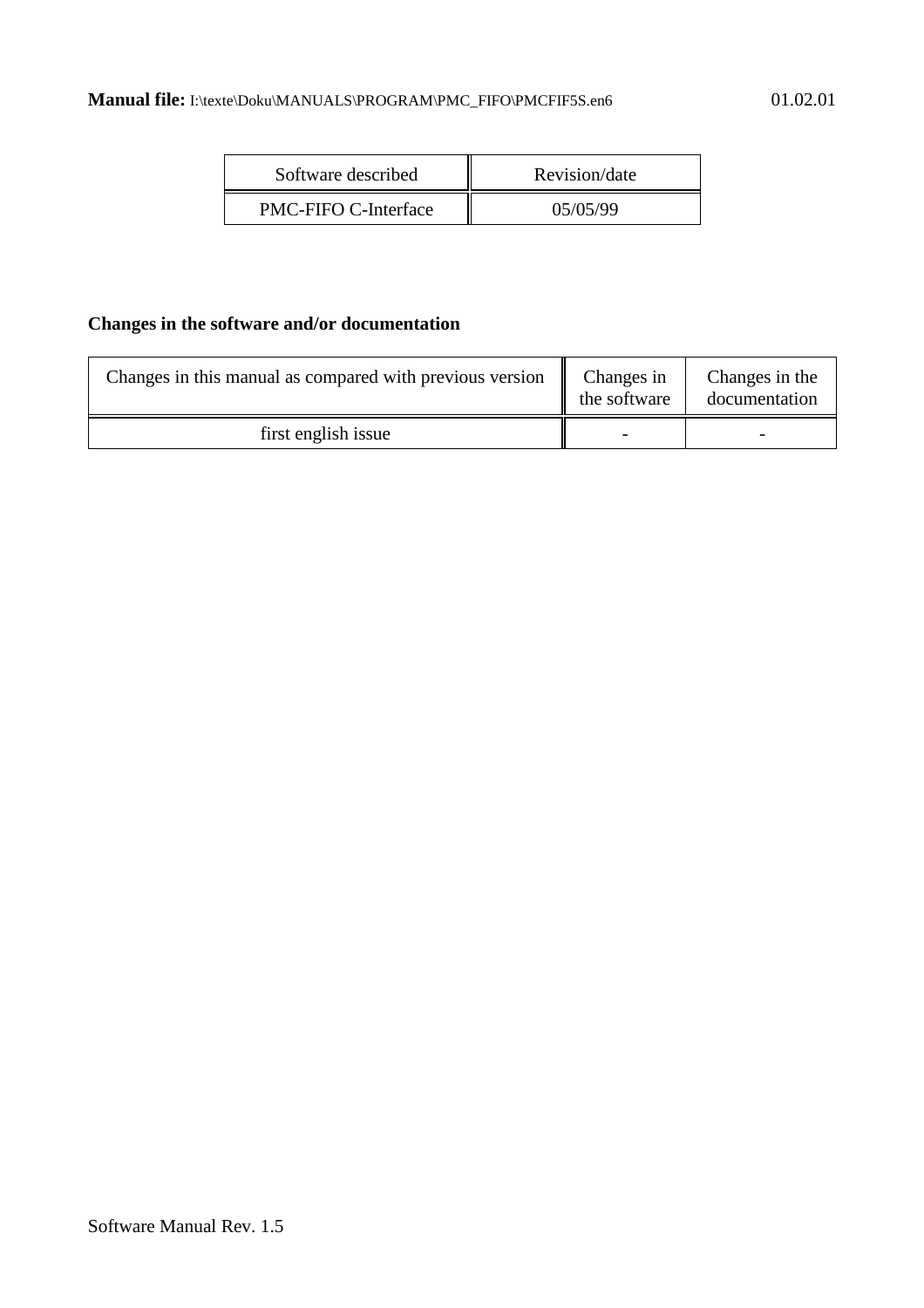**Manual file:** I:\texte\Doku\MANUALS\PROGRAM\PMC_FIFO\PMCFIF5S.en6 01.02.01

| Software described | Revision/date |
| --- | --- |
| PMC-FIFO C-Interface | 05/05/99 |

**Changes in the software and/or documentation**

| Changes in this manual as compared with previous version | Changes in the software | Changes in the documentation |
| --- | --- | --- |
| first english issue | - | - |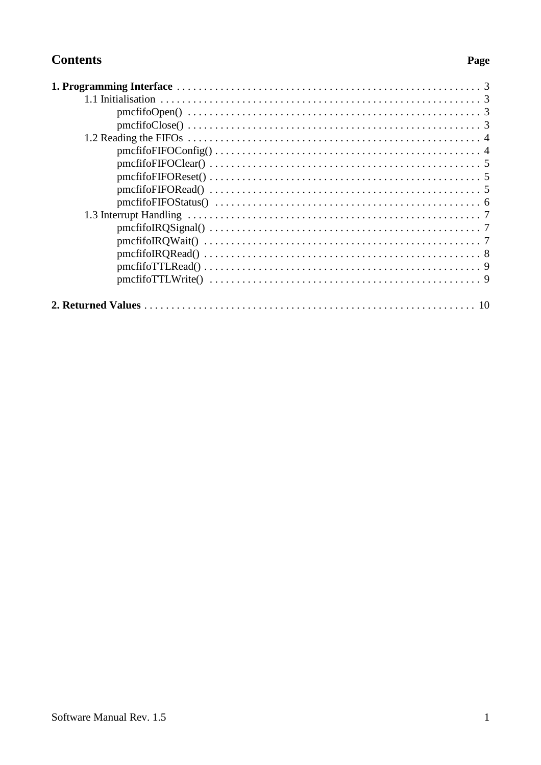## Contents

| | Page |
|---|---|
| **1. Programming Interface** | 3 |
| 1.1 Initialisation | 3 |
| pmcfifoOpen() | 3 |
| pmcfifoClose() | 3 |
| 1.2 Reading the FIFOs | 4 |
| pmcfifoFIFOConfig() | 4 |
| pmcfifoFIFOClear() | 5 |
| pmcfifoFIFOReset() | 5 |
| pmcfifoFIFORead() | 5 |
| pmcfifoFIFOStatus() | 6 |
| 1.3 Interrupt Handling | 7 |
| pmcfifoIRQSignal() | 7 |
| pmcfifoIRQWait() | 7 |
| pmcfifoIRQRead() | 8 |
| pmcfifoTTLRead() | 9 |
| pmcfifoTTLWrite() | 9 |
| **2. Returned Values** | 10 |

Software Manual Rev. 1.5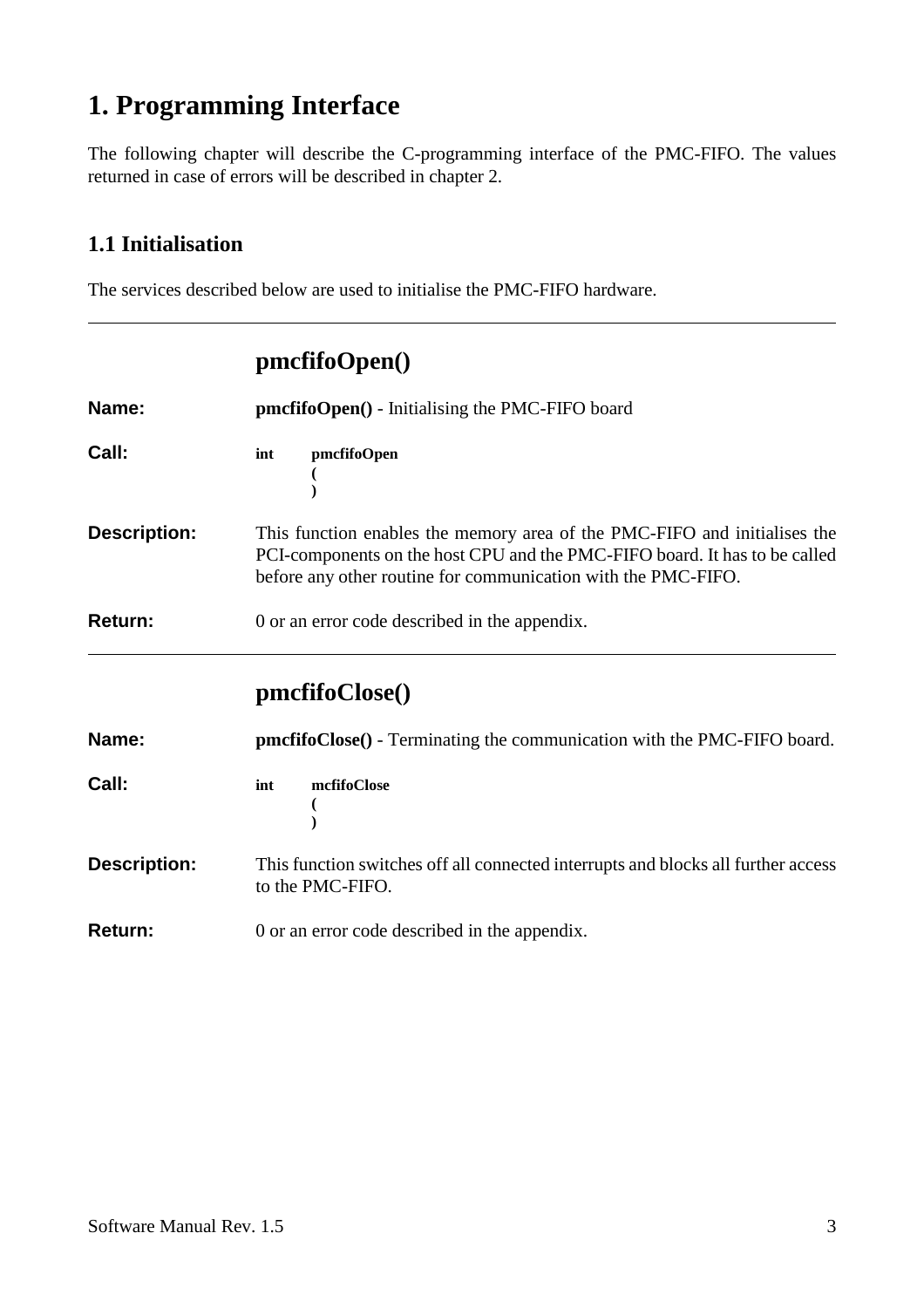# 1. Programming Interface

The following chapter will describe the C-programming interface of the PMC-FIFO. The values returned in case of errors will be described in chapter 2.

## 1.1 Initialisation

The services described below are used to initialise the PMC-FIFO hardware.

---

### pmcfifoOpen()

**Name:** **pmcfifoOpen()** - Initialising the PMC-FIFO board

**Call:**

```
int     pmcfifoOpen
        (
        )
```

**Description:** This function enables the memory area of the PMC-FIFO and initialises the PCI-components on the host CPU and the PMC-FIFO board. It has to be called before any other routine for communication with the PMC-FIFO.

**Return:** 0 or an error code described in the appendix.

---

### pmcfifoClose()

**Name:** **pmcfifoClose()** - Terminating the communication with the PMC-FIFO board.

**Call:**

```
int     mcfifoClose
        (
        )
```

**Description:** This function switches off all connected interrupts and blocks all further access to the PMC-FIFO.

**Return:** 0 or an error code described in the appendix.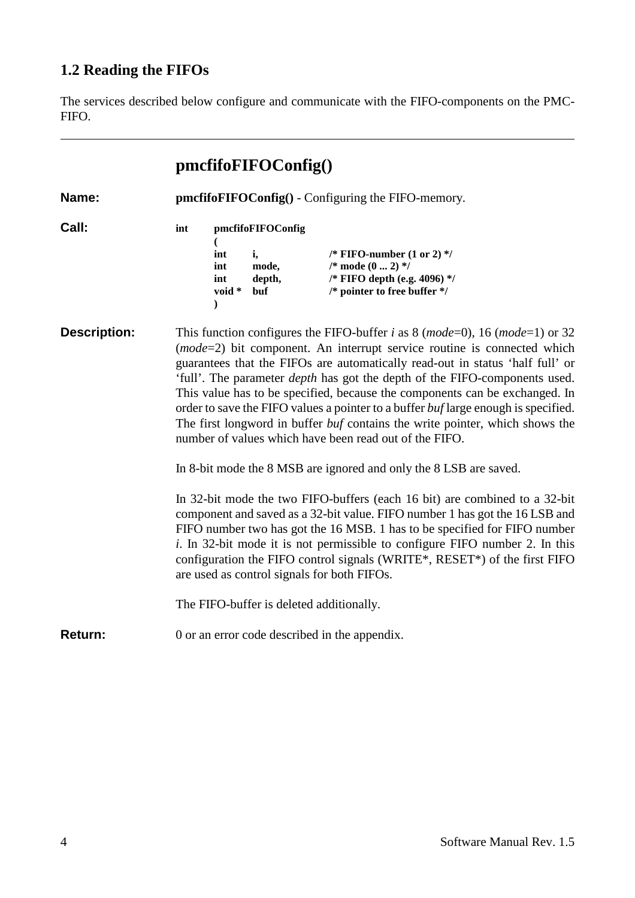## 1.2 Reading the FIFOs

The services described below configure and communicate with the FIFO-components on the PMC-FIFO.

---

### pmcfifoFIFOConfig()

**Name:** **pmcfifoFIFOConfig()** - Configuring the FIFO-memory.

**Call:**

```
int     pmcfifoFIFOConfig
        (
        int     i,          /* FIFO-number (1 or 2) */
        int     mode,       /* mode (0 ... 2) */
        int     depth,      /* FIFO depth (e.g. 4096) */
        void *  buf         /* pointer to free buffer */
        )
```

**Description:** This function configures the FIFO-buffer *i* as 8 (*mode*=0), 16 (*mode*=1) or 32 (*mode*=2) bit component. An interrupt service routine is connected which guarantees that the FIFOs are automatically read-out in status 'half full' or 'full'. The parameter *depth* has got the depth of the FIFO-components used. This value has to be specified, because the components can be exchanged. In order to save the FIFO values a pointer to a buffer *buf* large enough is specified. The first longword in buffer *buf* contains the write pointer, which shows the number of values which have been read out of the FIFO.

In 8-bit mode the 8 MSB are ignored and only the 8 LSB are saved.

In 32-bit mode the two FIFO-buffers (each 16 bit) are combined to a 32-bit component and saved as a 32-bit value. FIFO number 1 has got the 16 LSB and FIFO number two has got the 16 MSB. 1 has to be specified for FIFO number *i*. In 32-bit mode it is not permissible to configure FIFO number 2. In this configuration the FIFO control signals (WRITE*, RESET*) of the first FIFO are used as control signals for both FIFOs.

The FIFO-buffer is deleted additionally.

**Return:** 0 or an error code described in the appendix.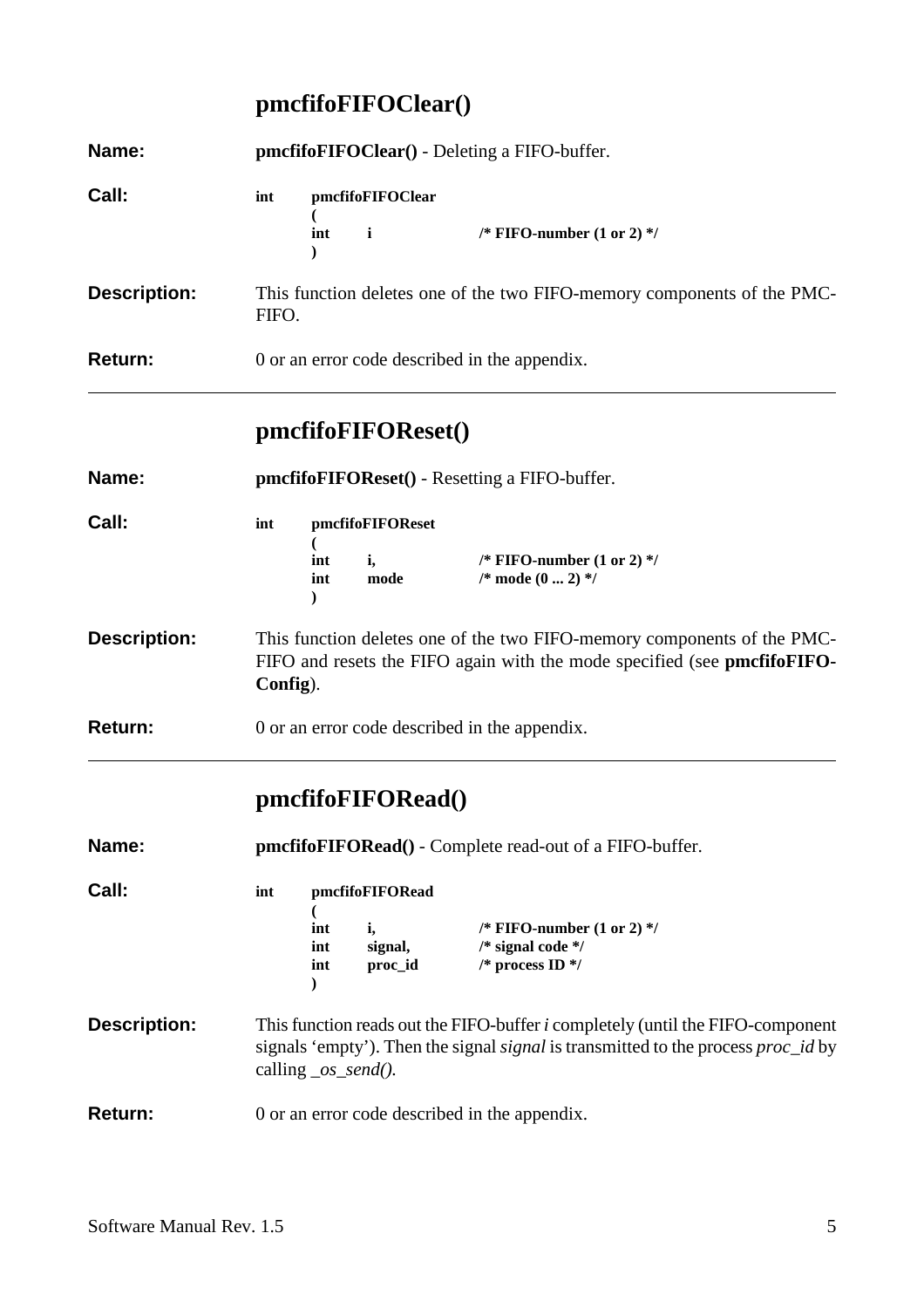## pmcfifoFIFOClear()

**Name:** **pmcfifoFIFOClear()** - Deleting a FIFO-buffer.

**Call:**

```
int     pmcfifoFIFOClear
        (
        int     i                   /* FIFO-number (1 or 2) */
        )
```

**Description:** This function deletes one of the two FIFO-memory components of the PMC-FIFO.

**Return:** 0 or an error code described in the appendix.

---

## pmcfifoFIFOReset()

**Name:** **pmcfifoFIFOReset()** - Resetting a FIFO-buffer.

**Call:**

```
int     pmcfifoFIFOReset
        (
        int     i,                  /* FIFO-number (1 or 2) */
        int     mode                /* mode (0 ... 2) */
        )
```

**Description:** This function deletes one of the two FIFO-memory components of the PMC-FIFO and resets the FIFO again with the mode specified (see **pmcfifoFIFO-Config**).

**Return:** 0 or an error code described in the appendix.

---

## pmcfifoFIFORead()

**Name:** **pmcfifoFIFORead()** - Complete read-out of a FIFO-buffer.

**Call:**

```
int     pmcfifoFIFORead
        (
        int     i,                  /* FIFO-number (1 or 2) */
        int     signal,             /* signal code */
        int     proc_id             /* process ID */
        )
```

**Description:** This function reads out the FIFO-buffer *i* completely (until the FIFO-component signals 'empty'). Then the signal *signal* is transmitted to the process *proc_id* by calling *_os_send().*

**Return:** 0 or an error code described in the appendix.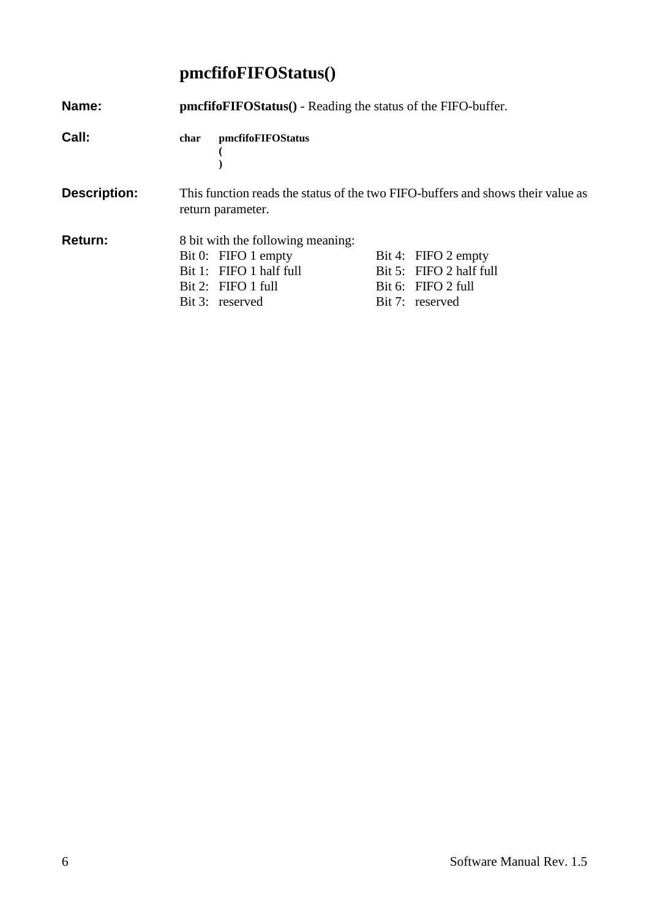# pmcfifoFIFOStatus()

**Name:** **pmcfifoFIFOStatus()** - Reading the status of the FIFO-buffer.

**Call:**

```
char    pmcfifoFIFOStatus
        (
        )
```

**Description:** This function reads the status of the two FIFO-buffers and shows their value as return parameter.

**Return:** 8 bit with the following meaning:

| | |
|---|---|
| Bit 0: FIFO 1 empty | Bit 4: FIFO 2 empty |
| Bit 1: FIFO 1 half full | Bit 5: FIFO 2 half full |
| Bit 2: FIFO 1 full | Bit 6: FIFO 2 full |
| Bit 3: reserved | Bit 7: reserved |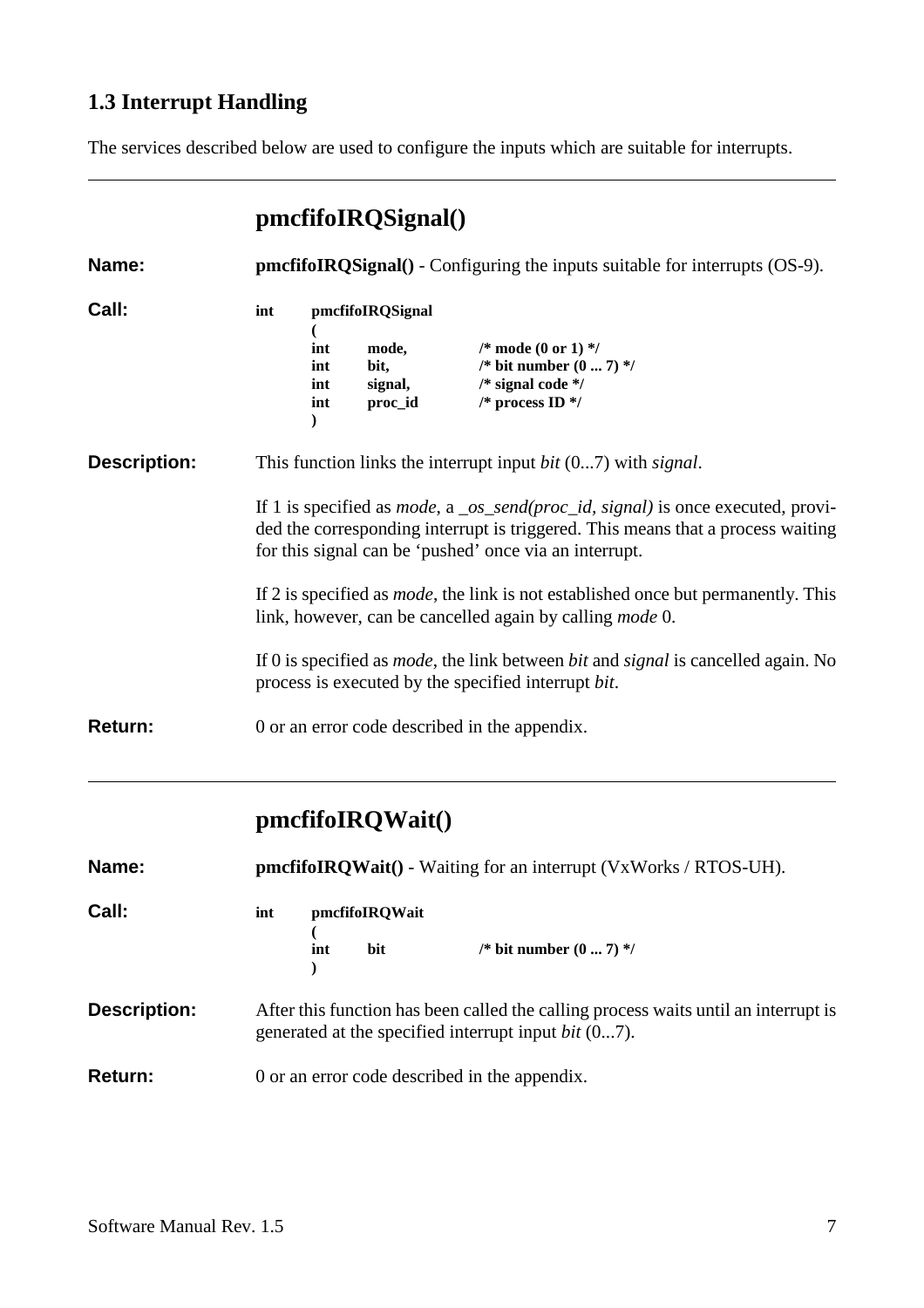## 1.3 Interrupt Handling

The services described below are used to configure the inputs which are suitable for interrupts.

---

### pmcfifoIRQSignal()

**Name:** **pmcfifoIRQSignal()** - Configuring the inputs suitable for interrupts (OS-9).

**Call:**

```
int     pmcfifoIRQSignal
        (
        int     mode,           /* mode (0 or 1) */
        int     bit,            /* bit number (0 ... 7) */
        int     signal,         /* signal code */
        int     proc_id         /* process ID */
        )
```

**Description:** This function links the interrupt input *bit* (0...7) with *signal*.

If 1 is specified as *mode*, a *_os_send(proc_id, signal)* is once executed, provided the corresponding interrupt is triggered. This means that a process waiting for this signal can be 'pushed' once via an interrupt.

If 2 is specified as *mode*, the link is not established once but permanently. This link, however, can be cancelled again by calling *mode* 0.

If 0 is specified as *mode*, the link between *bit* and *signal* is cancelled again. No process is executed by the specified interrupt *bit*.

**Return:** 0 or an error code described in the appendix.

---

### pmcfifoIRQWait()

**Name:** **pmcfifoIRQWait()** - Waiting for an interrupt (VxWorks / RTOS-UH).

**Call:**

```
int     pmcfifoIRQWait
        (
        int     bit             /* bit number (0 ... 7) */
        )
```

**Description:** After this function has been called the calling process waits until an interrupt is generated at the specified interrupt input *bit* (0...7).

**Return:** 0 or an error code described in the appendix.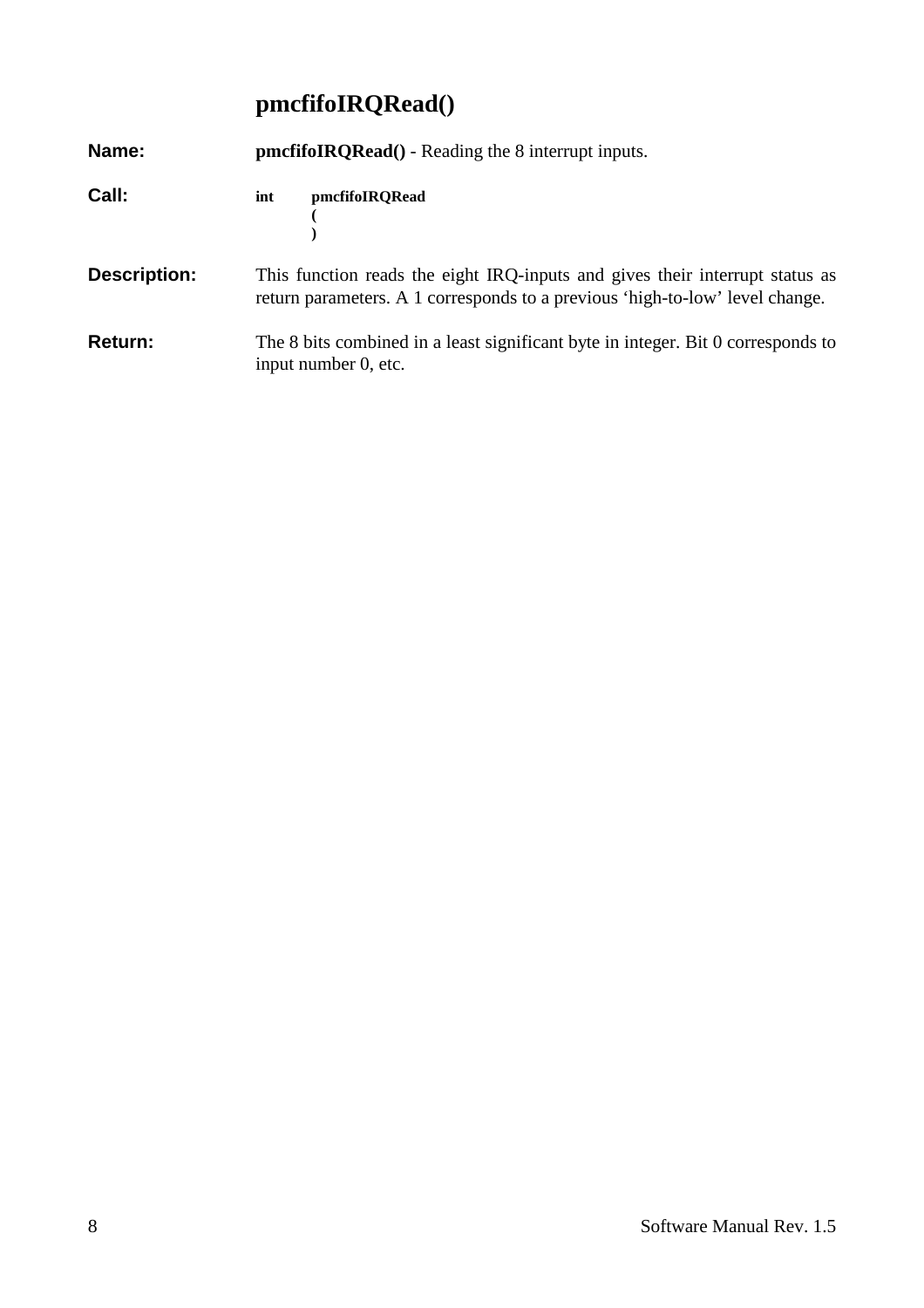## pmcfifoIRQRead()

**Name:** **pmcfifoIRQRead()** - Reading the 8 interrupt inputs.

**Call:**

```
int     pmcfifoIRQRead
        (
        )
```

**Description:** This function reads the eight IRQ-inputs and gives their interrupt status as return parameters. A 1 corresponds to a previous ‘high-to-low’ level change.

**Return:** The 8 bits combined in a least significant byte in integer. Bit 0 corresponds to input number 0, etc.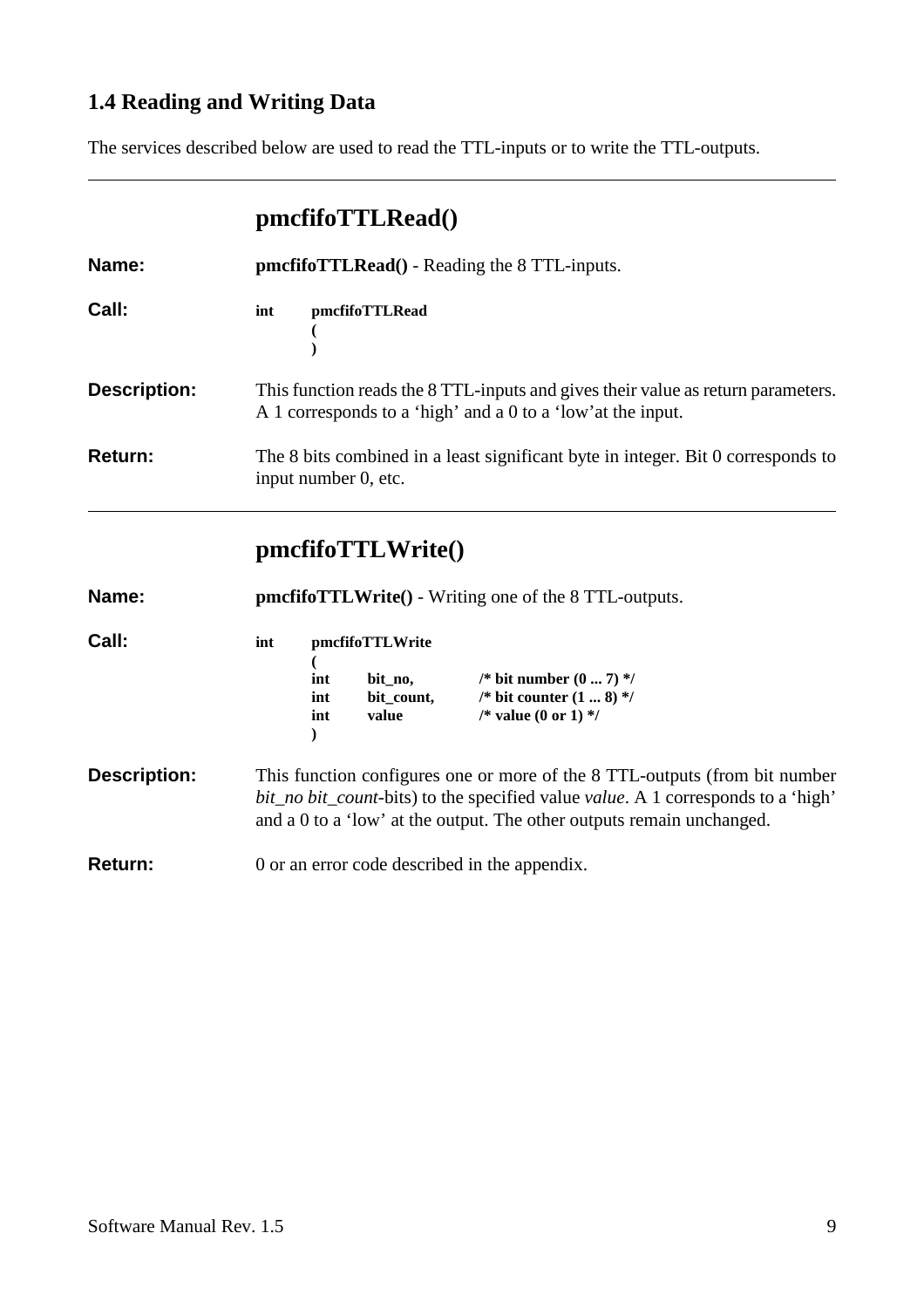## 1.4 Reading and Writing Data

The services described below are used to read the TTL-inputs or to write the TTL-outputs.

---

### pmcfifoTTLRead()

**Name:** **pmcfifoTTLRead()** - Reading the 8 TTL-inputs.

**Call:**

```
int     pmcfifoTTLRead
        (
        )
```

**Description:** This function reads the 8 TTL-inputs and gives their value as return parameters. A 1 corresponds to a ‘high’ and a 0 to a ‘low’at the input.

**Return:** The 8 bits combined in a least significant byte in integer. Bit 0 corresponds to input number 0, etc.

---

### pmcfifoTTLWrite()

**Name:** **pmcfifoTTLWrite()** - Writing one of the 8 TTL-outputs.

**Call:**

```
int     pmcfifoTTLWrite
        (
        int     bit_no,         /* bit number (0 ... 7) */
        int     bit_count,      /* bit counter (1 ... 8) */
        int     value           /* value (0 or 1) */
        )
```

**Description:** This function configures one or more of the 8 TTL-outputs (from bit number *bit_no* *bit_count*-bits) to the specified value *value*. A 1 corresponds to a ‘high’ and a 0 to a ‘low’ at the output. The other outputs remain unchanged.

**Return:** 0 or an error code described in the appendix.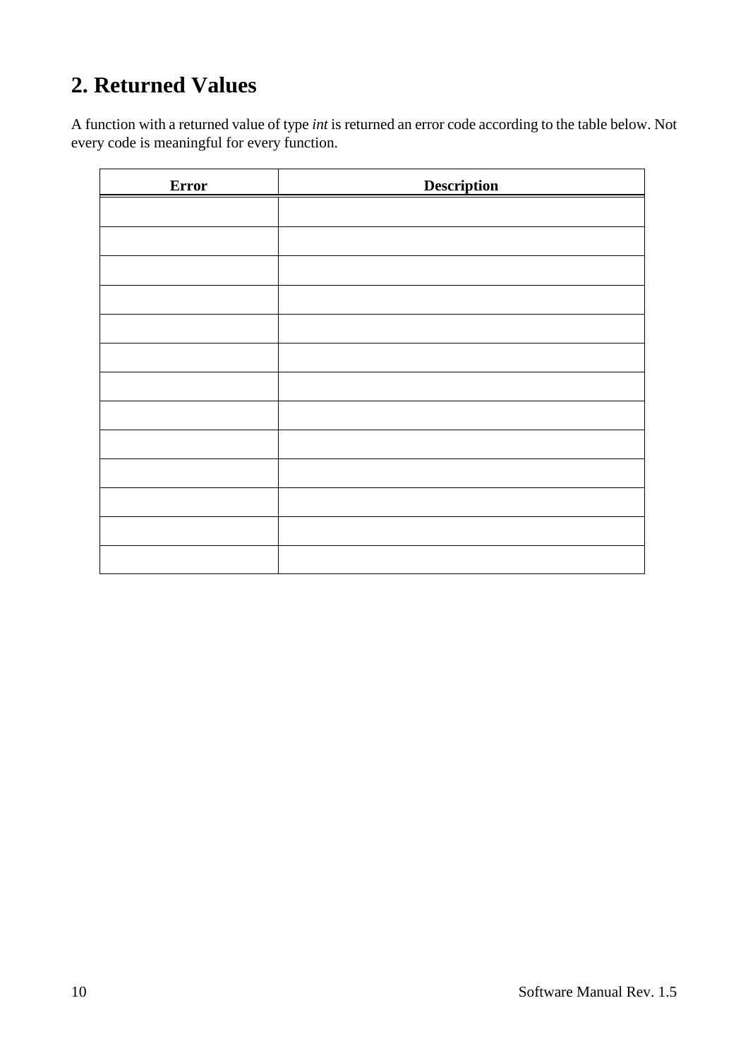## 2. Returned Values

A function with a returned value of type *int* is returned an error code according to the table below. Not every code is meaningful for every function.

| Error | Description |
|---|---|
| | |
| | |
| | |
| | |
| | |
| | |
| | |
| | |
| | |
| | |
| | |
| | |
| | |